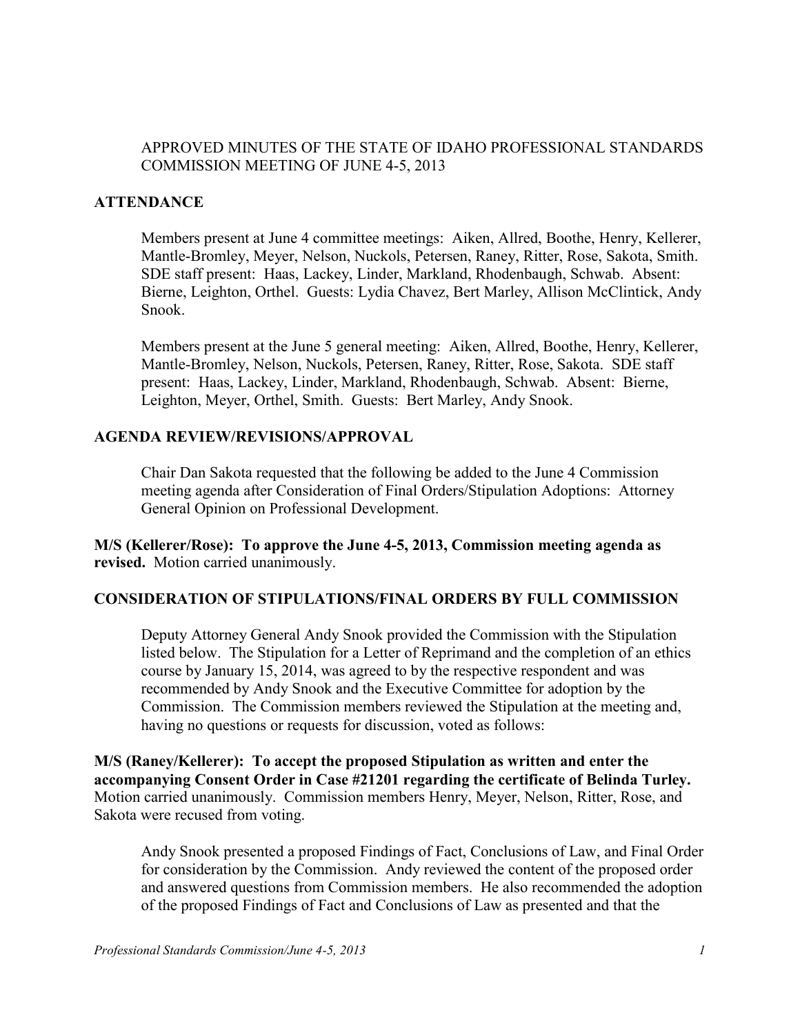# APPROVED MINUTES OF THE STATE OF IDAHO PROFESSIONAL STANDARDS COMMISSION MEETING OF JUNE 4-5, 2013

## ATTENDANCE

Members present at June 4 committee meetings: Aiken, Allred, Boothe, Henry, Kellerer, Mantle-Bromley, Meyer, Nelson, Nuckols, Petersen, Raney, Ritter, Rose, Sakota, Smith. SDE staff present: Haas, Lackey, Linder, Markland, Rhodenbaugh, Schwab. Absent: Bierne, Leighton, Orthel. Guests: Lydia Chavez, Bert Marley, Allison McClintick, Andy Snook.

Members present at the June 5 general meeting: Aiken, Allred, Boothe, Henry, Kellerer, Mantle-Bromley, Nelson, Nuckols, Petersen, Raney, Ritter, Rose, Sakota. SDE staff present: Haas, Lackey, Linder, Markland, Rhodenbaugh, Schwab. Absent: Bierne, Leighton, Meyer, Orthel, Smith. Guests: Bert Marley, Andy Snook.

## AGENDA REVIEW/REVISIONS/APPROVAL

Chair Dan Sakota requested that the following be added to the June 4 Commission meeting agenda after Consideration of Final Orders/Stipulation Adoptions: Attorney General Opinion on Professional Development.

**M/S (Kellerer/Rose): To approve the June 4-5, 2013, Commission meeting agenda as revised.** Motion carried unanimously.

## CONSIDERATION OF STIPULATIONS/FINAL ORDERS BY FULL COMMISSION

Deputy Attorney General Andy Snook provided the Commission with the Stipulation listed below. The Stipulation for a Letter of Reprimand and the completion of an ethics course by January 15, 2014, was agreed to by the respective respondent and was recommended by Andy Snook and the Executive Committee for adoption by the Commission. The Commission members reviewed the Stipulation at the meeting and, having no questions or requests for discussion, voted as follows:

**M/S (Raney/Kellerer): To accept the proposed Stipulation as written and enter the accompanying Consent Order in Case #21201 regarding the certificate of Belinda Turley.** Motion carried unanimously. Commission members Henry, Meyer, Nelson, Ritter, Rose, and Sakota were recused from voting.

Andy Snook presented a proposed Findings of Fact, Conclusions of Law, and Final Order for consideration by the Commission. Andy reviewed the content of the proposed order and answered questions from Commission members. He also recommended the adoption of the proposed Findings of Fact and Conclusions of Law as presented and that the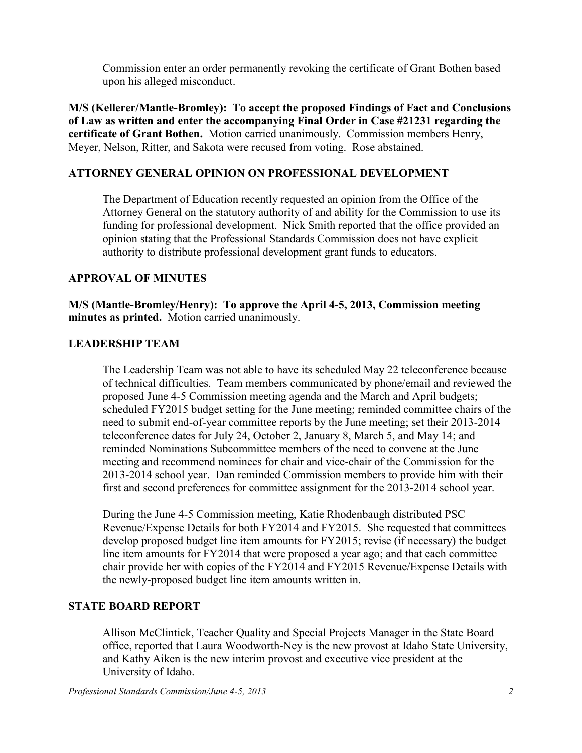Commission enter an order permanently revoking the certificate of Grant Bothen based upon his alleged misconduct.

**M/S (Kellerer/Mantle-Bromley): To accept the proposed Findings of Fact and Conclusions of Law as written and enter the accompanying Final Order in Case #21231 regarding the certificate of Grant Bothen.** Motion carried unanimously. Commission members Henry, Meyer, Nelson, Ritter, and Sakota were recused from voting. Rose abstained.

## ATTORNEY GENERAL OPINION ON PROFESSIONAL DEVELOPMENT

The Department of Education recently requested an opinion from the Office of the Attorney General on the statutory authority of and ability for the Commission to use its funding for professional development. Nick Smith reported that the office provided an opinion stating that the Professional Standards Commission does not have explicit authority to distribute professional development grant funds to educators.

## APPROVAL OF MINUTES

**M/S (Mantle-Bromley/Henry): To approve the April 4-5, 2013, Commission meeting minutes as printed.** Motion carried unanimously.

## LEADERSHIP TEAM

The Leadership Team was not able to have its scheduled May 22 teleconference because of technical difficulties. Team members communicated by phone/email and reviewed the proposed June 4-5 Commission meeting agenda and the March and April budgets; scheduled FY2015 budget setting for the June meeting; reminded committee chairs of the need to submit end-of-year committee reports by the June meeting; set their 2013-2014 teleconference dates for July 24, October 2, January 8, March 5, and May 14; and reminded Nominations Subcommittee members of the need to convene at the June meeting and recommend nominees for chair and vice-chair of the Commission for the 2013-2014 school year. Dan reminded Commission members to provide him with their first and second preferences for committee assignment for the 2013-2014 school year.

During the June 4-5 Commission meeting, Katie Rhodenbaugh distributed PSC Revenue/Expense Details for both FY2014 and FY2015. She requested that committees develop proposed budget line item amounts for FY2015; revise (if necessary) the budget line item amounts for FY2014 that were proposed a year ago; and that each committee chair provide her with copies of the FY2014 and FY2015 Revenue/Expense Details with the newly-proposed budget line item amounts written in.

## STATE BOARD REPORT

Allison McClintick, Teacher Quality and Special Projects Manager in the State Board office, reported that Laura Woodworth-Ney is the new provost at Idaho State University, and Kathy Aiken is the new interim provost and executive vice president at the University of Idaho.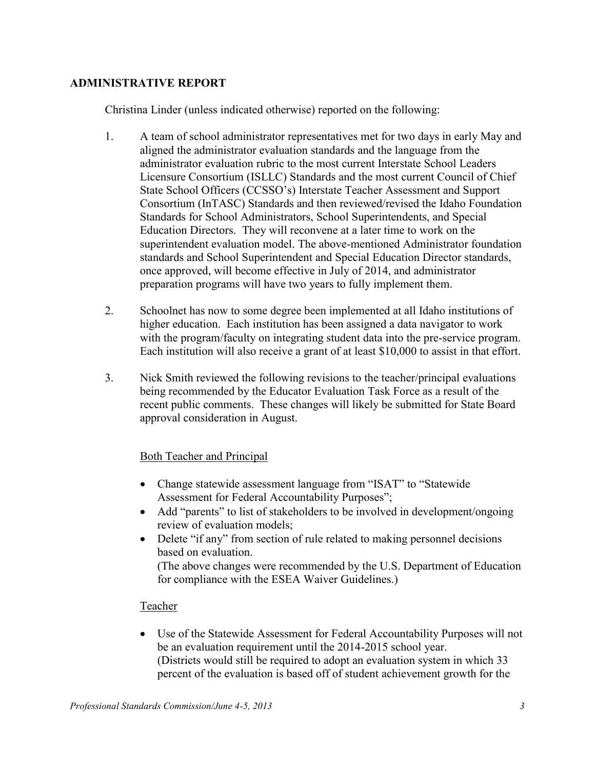## ADMINISTRATIVE REPORT

Christina Linder (unless indicated otherwise) reported on the following:

1. A team of school administrator representatives met for two days in early May and aligned the administrator evaluation standards and the language from the administrator evaluation rubric to the most current Interstate School Leaders Licensure Consortium (ISLLC) Standards and the most current Council of Chief State School Officers (CCSSO's) Interstate Teacher Assessment and Support Consortium (InTASC) Standards and then reviewed/revised the Idaho Foundation Standards for School Administrators, School Superintendents, and Special Education Directors. They will reconvene at a later time to work on the superintendent evaluation model. The above-mentioned Administrator foundation standards and School Superintendent and Special Education Director standards, once approved, will become effective in July of 2014, and administrator preparation programs will have two years to fully implement them.

2. Schoolnet has now to some degree been implemented at all Idaho institutions of higher education. Each institution has been assigned a data navigator to work with the program/faculty on integrating student data into the pre-service program. Each institution will also receive a grant of at least $10,000 to assist in that effort.

3. Nick Smith reviewed the following revisions to the teacher/principal evaluations being recommended by the Educator Evaluation Task Force as a result of the recent public comments. These changes will likely be submitted for State Board approval consideration in August.

   Both Teacher and Principal

   - Change statewide assessment language from "ISAT" to "Statewide Assessment for Federal Accountability Purposes";
   - Add "parents" to list of stakeholders to be involved in development/ongoing review of evaluation models;
   - Delete "if any" from section of rule related to making personnel decisions based on evaluation.
     (The above changes were recommended by the U.S. Department of Education for compliance with the ESEA Waiver Guidelines.)

   Teacher

   - Use of the Statewide Assessment for Federal Accountability Purposes will not be an evaluation requirement until the 2014-2015 school year.
     (Districts would still be required to adopt an evaluation system in which 33 percent of the evaluation is based off of student achievement growth for the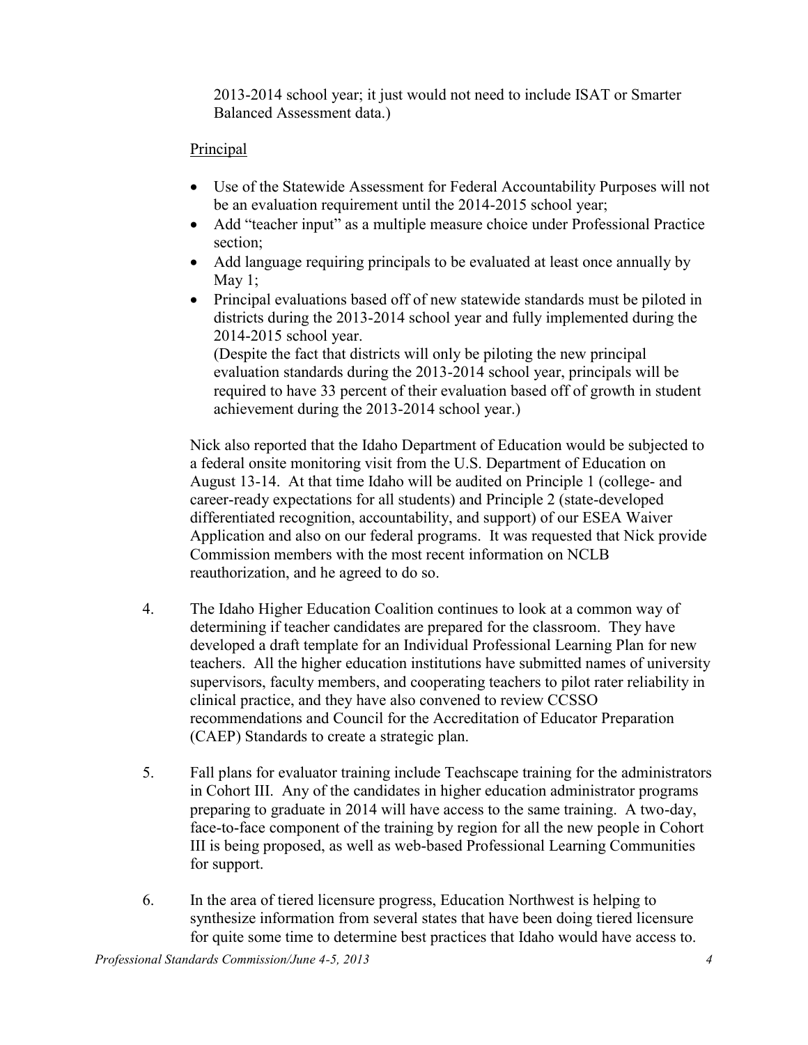2013-2014 school year; it just would not need to include ISAT or Smarter Balanced Assessment data.)

Principal

- Use of the Statewide Assessment for Federal Accountability Purposes will not be an evaluation requirement until the 2014-2015 school year;
- Add "teacher input" as a multiple measure choice under Professional Practice section;
- Add language requiring principals to be evaluated at least once annually by May 1;
- Principal evaluations based off of new statewide standards must be piloted in districts during the 2013-2014 school year and fully implemented during the 2014-2015 school year.
  (Despite the fact that districts will only be piloting the new principal evaluation standards during the 2013-2014 school year, principals will be required to have 33 percent of their evaluation based off of growth in student achievement during the 2013-2014 school year.)

Nick also reported that the Idaho Department of Education would be subjected to a federal onsite monitoring visit from the U.S. Department of Education on August 13-14. At that time Idaho will be audited on Principle 1 (college- and career-ready expectations for all students) and Principle 2 (state-developed differentiated recognition, accountability, and support) of our ESEA Waiver Application and also on our federal programs. It was requested that Nick provide Commission members with the most recent information on NCLB reauthorization, and he agreed to do so.

4. The Idaho Higher Education Coalition continues to look at a common way of determining if teacher candidates are prepared for the classroom. They have developed a draft template for an Individual Professional Learning Plan for new teachers. All the higher education institutions have submitted names of university supervisors, faculty members, and cooperating teachers to pilot rater reliability in clinical practice, and they have also convened to review CCSSO recommendations and Council for the Accreditation of Educator Preparation (CAEP) Standards to create a strategic plan.

5. Fall plans for evaluator training include Teachscape training for the administrators in Cohort III. Any of the candidates in higher education administrator programs preparing to graduate in 2014 will have access to the same training. A two-day, face-to-face component of the training by region for all the new people in Cohort III is being proposed, as well as web-based Professional Learning Communities for support.

6. In the area of tiered licensure progress, Education Northwest is helping to synthesize information from several states that have been doing tiered licensure for quite some time to determine best practices that Idaho would have access to.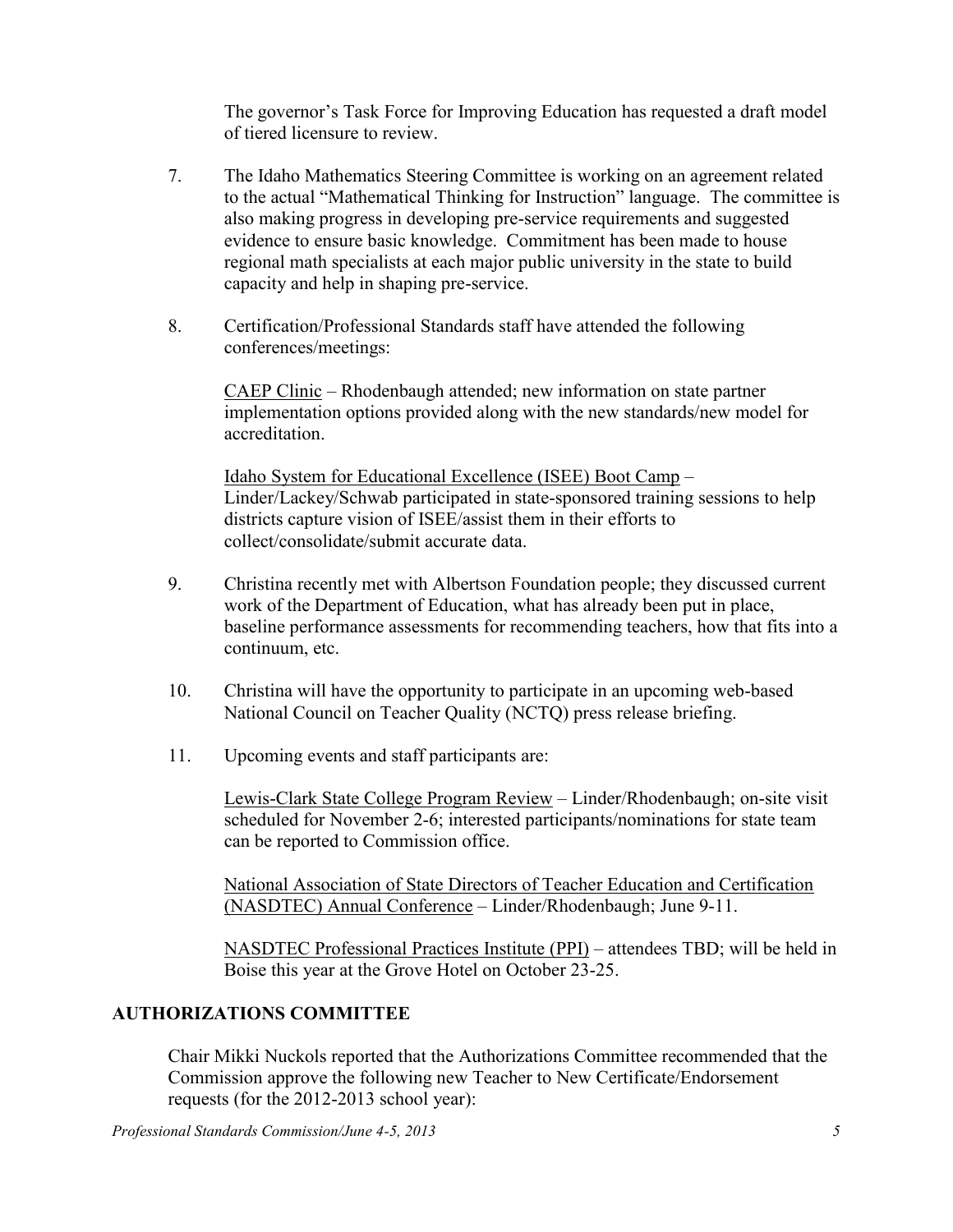The governor's Task Force for Improving Education has requested a draft model of tiered licensure to review.

7. The Idaho Mathematics Steering Committee is working on an agreement related to the actual "Mathematical Thinking for Instruction" language. The committee is also making progress in developing pre-service requirements and suggested evidence to ensure basic knowledge. Commitment has been made to house regional math specialists at each major public university in the state to build capacity and help in shaping pre-service.

8. Certification/Professional Standards staff have attended the following conferences/meetings:

   <u>CAEP Clinic</u> – Rhodenbaugh attended; new information on state partner implementation options provided along with the new standards/new model for accreditation.

   <u>Idaho System for Educational Excellence (ISEE) Boot Camp</u> – Linder/Lackey/Schwab participated in state-sponsored training sessions to help districts capture vision of ISEE/assist them in their efforts to collect/consolidate/submit accurate data.

9. Christina recently met with Albertson Foundation people; they discussed current work of the Department of Education, what has already been put in place, baseline performance assessments for recommending teachers, how that fits into a continuum, etc.

10. Christina will have the opportunity to participate in an upcoming web-based National Council on Teacher Quality (NCTQ) press release briefing.

11. Upcoming events and staff participants are:

    <u>Lewis-Clark State College Program Review</u> – Linder/Rhodenbaugh; on-site visit scheduled for November 2-6; interested participants/nominations for state team can be reported to Commission office.

    <u>National Association of State Directors of Teacher Education and Certification (NASDTEC) Annual Conference</u> – Linder/Rhodenbaugh; June 9-11.

    <u>NASDTEC Professional Practices Institute (PPI)</u> – attendees TBD; will be held in Boise this year at the Grove Hotel on October 23-25.

## AUTHORIZATIONS COMMITTEE

Chair Mikki Nuckols reported that the Authorizations Committee recommended that the Commission approve the following new Teacher to New Certificate/Endorsement requests (for the 2012-2013 school year):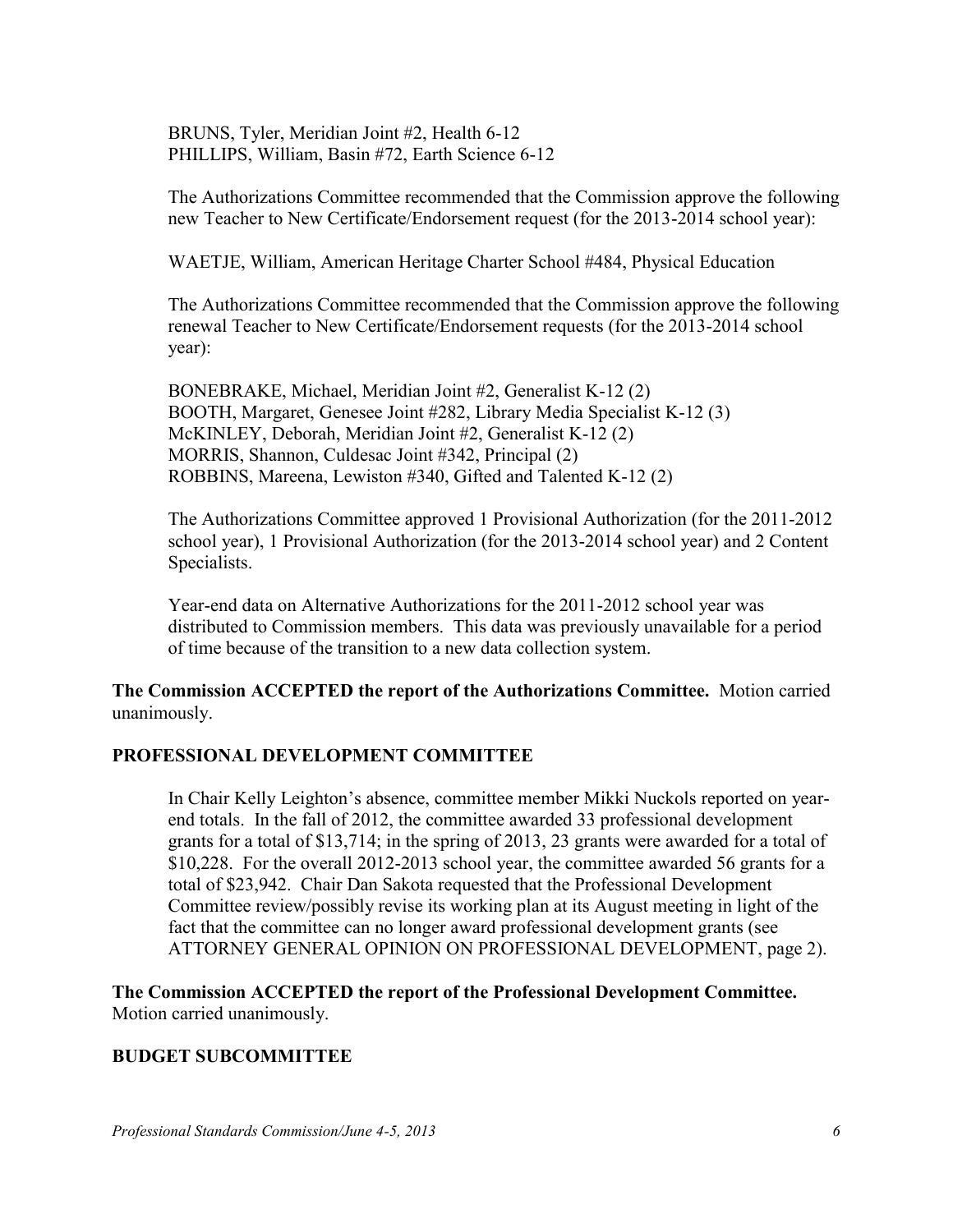BRUNS, Tyler, Meridian Joint #2, Health 6-12
PHILLIPS, William, Basin #72, Earth Science 6-12

The Authorizations Committee recommended that the Commission approve the following new Teacher to New Certificate/Endorsement request (for the 2013-2014 school year):

WAETJE, William, American Heritage Charter School #484, Physical Education

The Authorizations Committee recommended that the Commission approve the following renewal Teacher to New Certificate/Endorsement requests (for the 2013-2014 school year):

BONEBRAKE, Michael, Meridian Joint #2, Generalist K-12 (2)
BOOTH, Margaret, Genesee Joint #282, Library Media Specialist K-12 (3)
McKINLEY, Deborah, Meridian Joint #2, Generalist K-12 (2)
MORRIS, Shannon, Culdesac Joint #342, Principal (2)
ROBBINS, Mareena, Lewiston #340, Gifted and Talented K-12 (2)

The Authorizations Committee approved 1 Provisional Authorization (for the 2011-2012 school year), 1 Provisional Authorization (for the 2013-2014 school year) and 2 Content Specialists.

Year-end data on Alternative Authorizations for the 2011-2012 school year was distributed to Commission members. This data was previously unavailable for a period of time because of the transition to a new data collection system.

**The Commission ACCEPTED the report of the Authorizations Committee.** Motion carried unanimously.

## PROFESSIONAL DEVELOPMENT COMMITTEE

In Chair Kelly Leighton's absence, committee member Mikki Nuckols reported on year-end totals. In the fall of 2012, the committee awarded 33 professional development grants for a total of $13,714; in the spring of 2013, 23 grants were awarded for a total of $10,228. For the overall 2012-2013 school year, the committee awarded 56 grants for a total of $23,942. Chair Dan Sakota requested that the Professional Development Committee review/possibly revise its working plan at its August meeting in light of the fact that the committee can no longer award professional development grants (see ATTORNEY GENERAL OPINION ON PROFESSIONAL DEVELOPMENT, page 2).

**The Commission ACCEPTED the report of the Professional Development Committee.** Motion carried unanimously.

## BUDGET SUBCOMMITTEE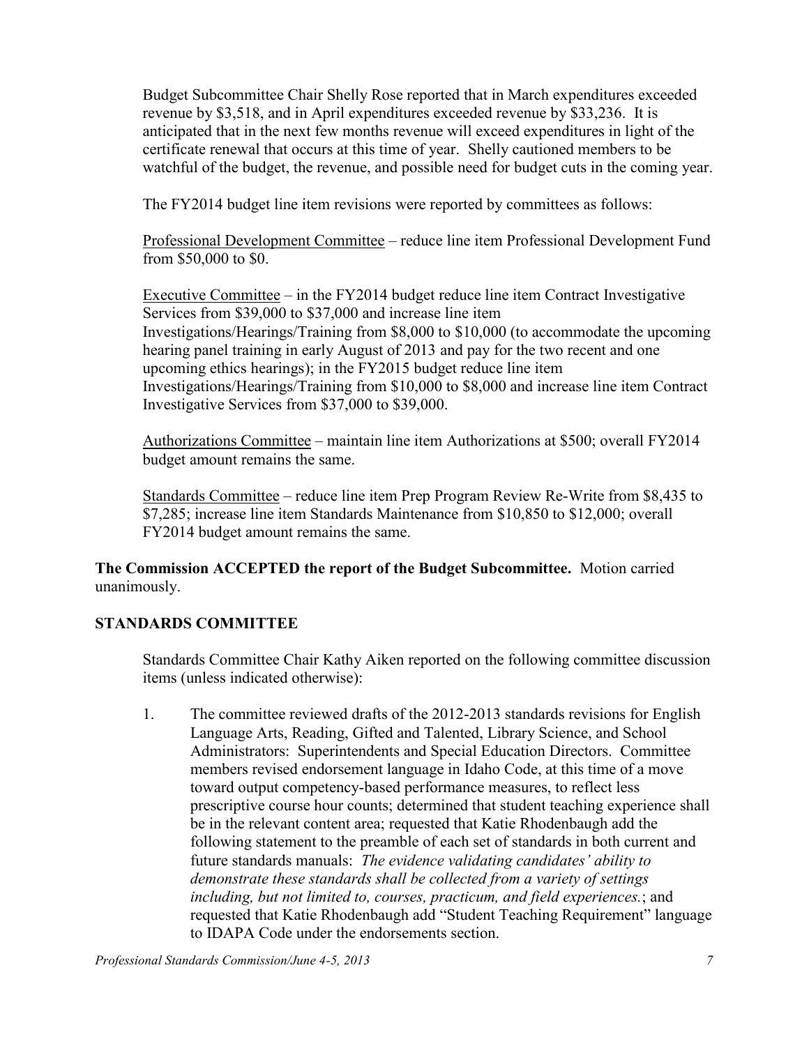Budget Subcommittee Chair Shelly Rose reported that in March expenditures exceeded revenue by $3,518, and in April expenditures exceeded revenue by $33,236. It is anticipated that in the next few months revenue will exceed expenditures in light of the certificate renewal that occurs at this time of year. Shelly cautioned members to be watchful of the budget, the revenue, and possible need for budget cuts in the coming year.

The FY2014 budget line item revisions were reported by committees as follows:

<u>Professional Development Committee</u> – reduce line item Professional Development Fund from $50,000 to $0.

<u>Executive Committee</u> – in the FY2014 budget reduce line item Contract Investigative Services from $39,000 to $37,000 and increase line item Investigations/Hearings/Training from $8,000 to $10,000 (to accommodate the upcoming hearing panel training in early August of 2013 and pay for the two recent and one upcoming ethics hearings); in the FY2015 budget reduce line item Investigations/Hearings/Training from $10,000 to $8,000 and increase line item Contract Investigative Services from $37,000 to $39,000.

<u>Authorizations Committee</u> – maintain line item Authorizations at $500; overall FY2014 budget amount remains the same.

<u>Standards Committee</u> – reduce line item Prep Program Review Re-Write from $8,435 to $7,285; increase line item Standards Maintenance from $10,850 to $12,000; overall FY2014 budget amount remains the same.

**The Commission ACCEPTED the report of the Budget Subcommittee.** Motion carried unanimously.

## STANDARDS COMMITTEE

Standards Committee Chair Kathy Aiken reported on the following committee discussion items (unless indicated otherwise):

1. The committee reviewed drafts of the 2012-2013 standards revisions for English Language Arts, Reading, Gifted and Talented, Library Science, and School Administrators: Superintendents and Special Education Directors. Committee members revised endorsement language in Idaho Code, at this time of a move toward output competency-based performance measures, to reflect less prescriptive course hour counts; determined that student teaching experience shall be in the relevant content area; requested that Katie Rhodenbaugh add the following statement to the preamble of each set of standards in both current and future standards manuals: *The evidence validating candidates' ability to demonstrate these standards shall be collected from a variety of settings including, but not limited to, courses, practicum, and field experiences.*; and requested that Katie Rhodenbaugh add "Student Teaching Requirement" language to IDAPA Code under the endorsements section.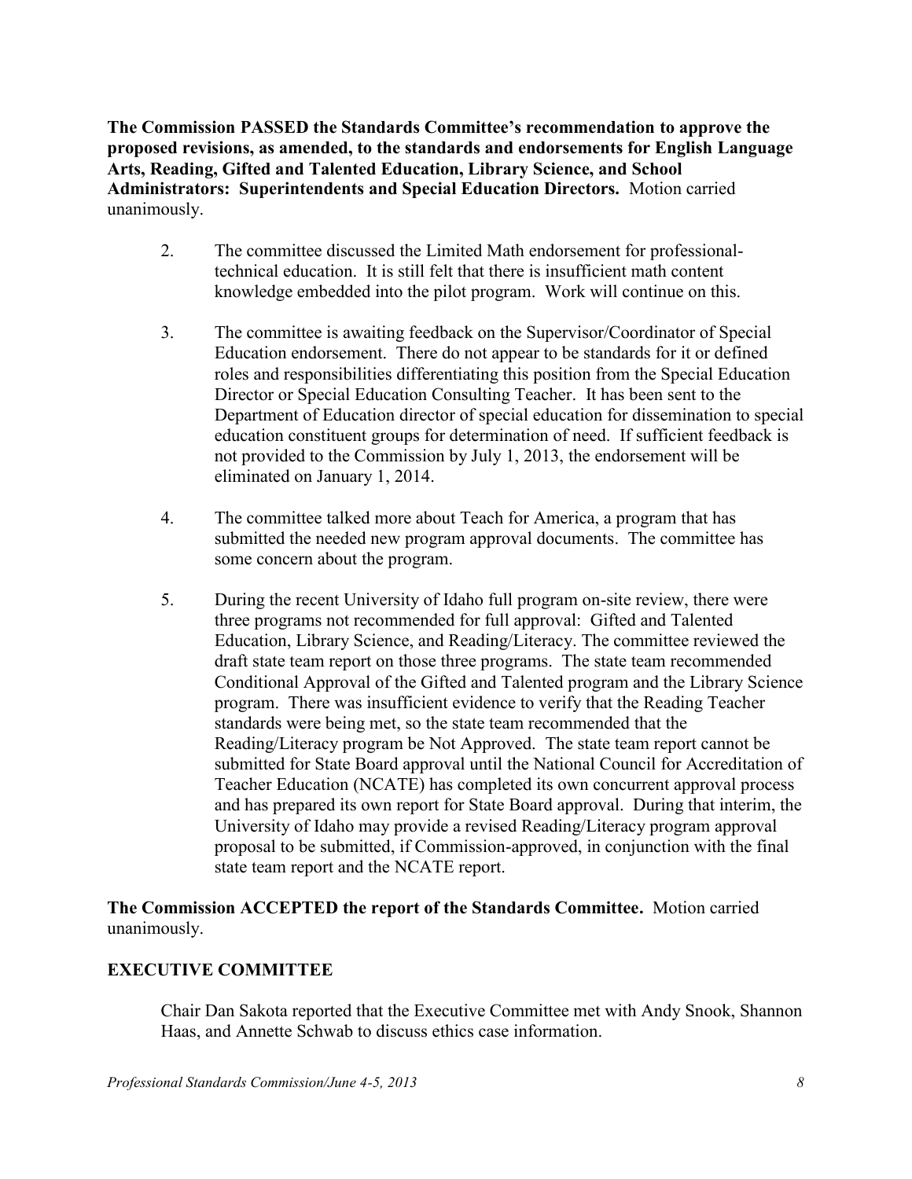**The Commission PASSED the Standards Committee's recommendation to approve the proposed revisions, as amended, to the standards and endorsements for English Language Arts, Reading, Gifted and Talented Education, Library Science, and School Administrators: Superintendents and Special Education Directors.** Motion carried unanimously.

2. The committee discussed the Limited Math endorsement for professional-technical education. It is still felt that there is insufficient math content knowledge embedded into the pilot program. Work will continue on this.

3. The committee is awaiting feedback on the Supervisor/Coordinator of Special Education endorsement. There do not appear to be standards for it or defined roles and responsibilities differentiating this position from the Special Education Director or Special Education Consulting Teacher. It has been sent to the Department of Education director of special education for dissemination to special education constituent groups for determination of need. If sufficient feedback is not provided to the Commission by July 1, 2013, the endorsement will be eliminated on January 1, 2014.

4. The committee talked more about Teach for America, a program that has submitted the needed new program approval documents. The committee has some concern about the program.

5. During the recent University of Idaho full program on-site review, there were three programs not recommended for full approval: Gifted and Talented Education, Library Science, and Reading/Literacy. The committee reviewed the draft state team report on those three programs. The state team recommended Conditional Approval of the Gifted and Talented program and the Library Science program. There was insufficient evidence to verify that the Reading Teacher standards were being met, so the state team recommended that the Reading/Literacy program be Not Approved. The state team report cannot be submitted for State Board approval until the National Council for Accreditation of Teacher Education (NCATE) has completed its own concurrent approval process and has prepared its own report for State Board approval. During that interim, the University of Idaho may provide a revised Reading/Literacy program approval proposal to be submitted, if Commission-approved, in conjunction with the final state team report and the NCATE report.

**The Commission ACCEPTED the report of the Standards Committee.** Motion carried unanimously.

## EXECUTIVE COMMITTEE

Chair Dan Sakota reported that the Executive Committee met with Andy Snook, Shannon Haas, and Annette Schwab to discuss ethics case information.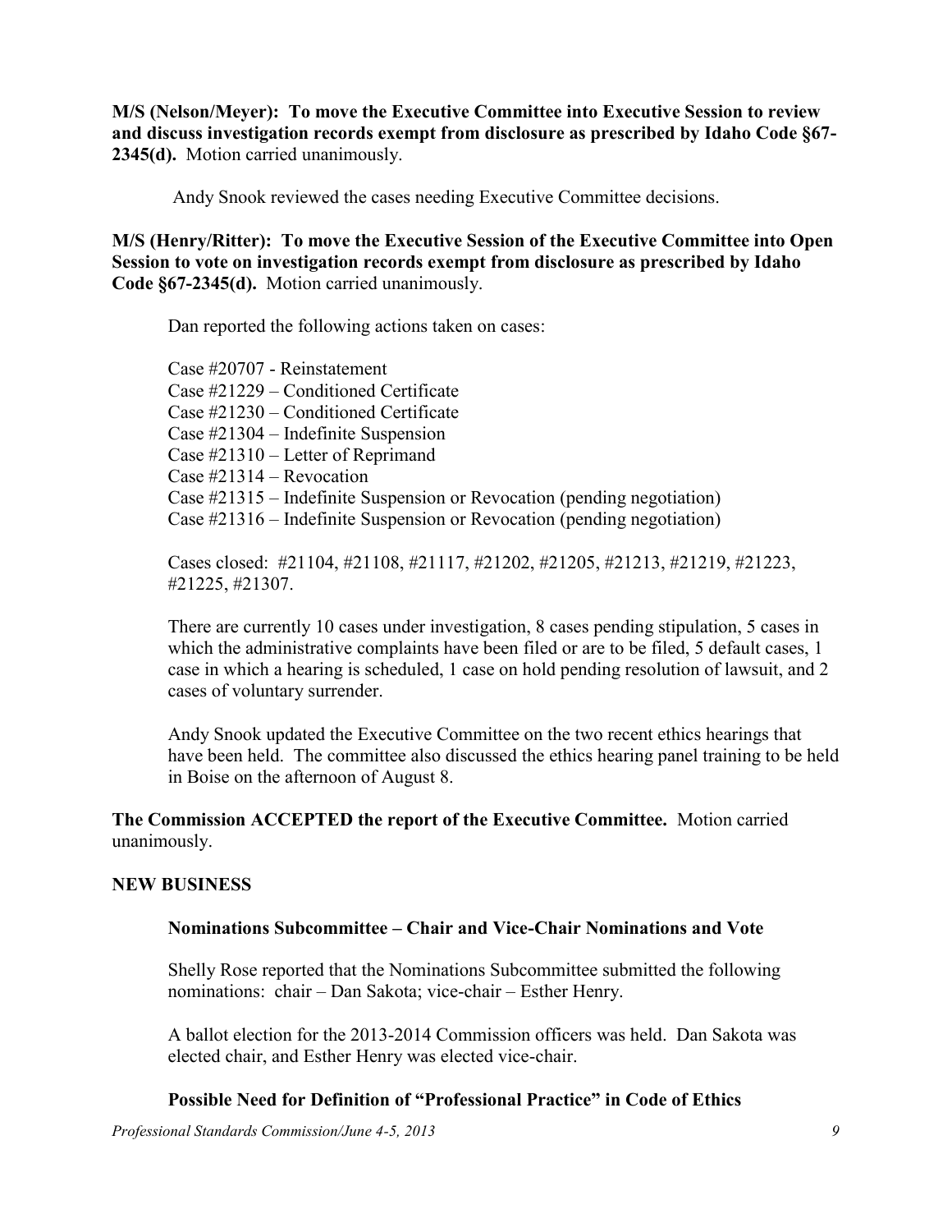**M/S (Nelson/Meyer): To move the Executive Committee into Executive Session to review and discuss investigation records exempt from disclosure as prescribed by Idaho Code §67-2345(d).** Motion carried unanimously.

Andy Snook reviewed the cases needing Executive Committee decisions.

**M/S (Henry/Ritter): To move the Executive Session of the Executive Committee into Open Session to vote on investigation records exempt from disclosure as prescribed by Idaho Code §67-2345(d).** Motion carried unanimously.

Dan reported the following actions taken on cases:

Case #20707 - Reinstatement
Case #21229 – Conditioned Certificate
Case #21230 – Conditioned Certificate
Case #21304 – Indefinite Suspension
Case #21310 – Letter of Reprimand
Case #21314 – Revocation
Case #21315 – Indefinite Suspension or Revocation (pending negotiation)
Case #21316 – Indefinite Suspension or Revocation (pending negotiation)

Cases closed: #21104, #21108, #21117, #21202, #21205, #21213, #21219, #21223, #21225, #21307.

There are currently 10 cases under investigation, 8 cases pending stipulation, 5 cases in which the administrative complaints have been filed or are to be filed, 5 default cases, 1 case in which a hearing is scheduled, 1 case on hold pending resolution of lawsuit, and 2 cases of voluntary surrender.

Andy Snook updated the Executive Committee on the two recent ethics hearings that have been held. The committee also discussed the ethics hearing panel training to be held in Boise on the afternoon of August 8.

**The Commission ACCEPTED the report of the Executive Committee.** Motion carried unanimously.

## NEW BUSINESS

### Nominations Subcommittee – Chair and Vice-Chair Nominations and Vote

Shelly Rose reported that the Nominations Subcommittee submitted the following nominations: chair – Dan Sakota; vice-chair – Esther Henry.

A ballot election for the 2013-2014 Commission officers was held. Dan Sakota was elected chair, and Esther Henry was elected vice-chair.

### Possible Need for Definition of "Professional Practice" in Code of Ethics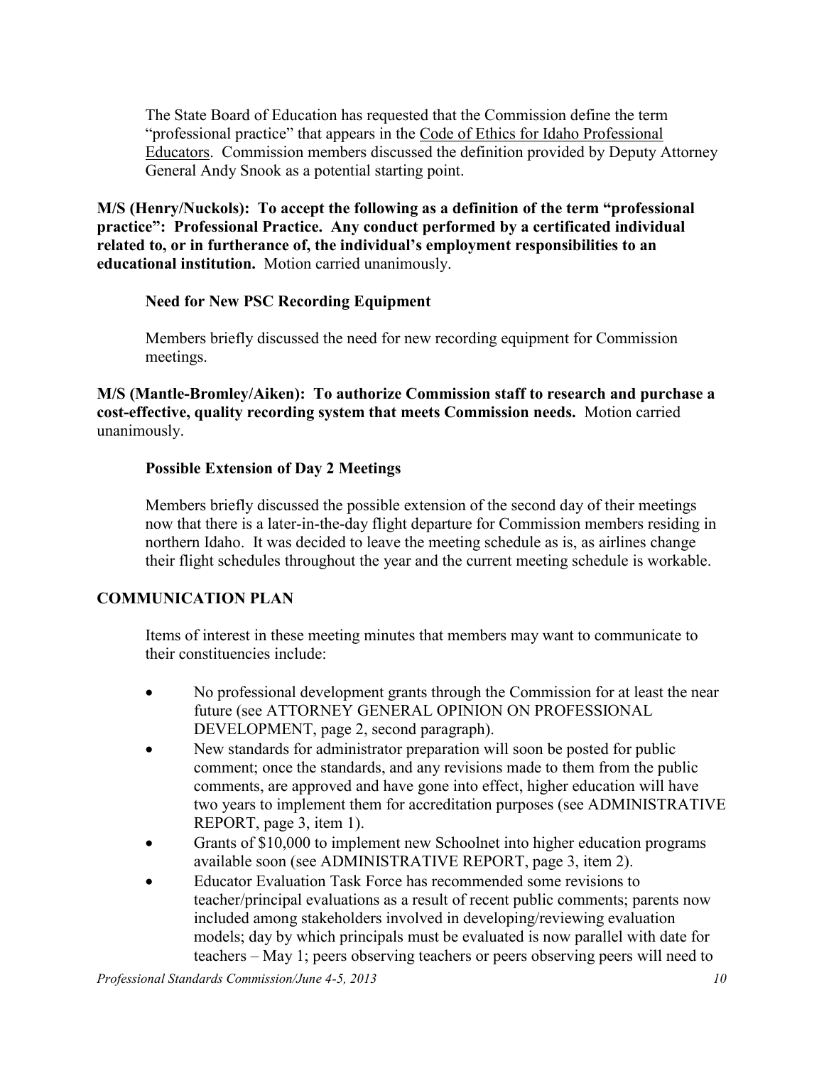The State Board of Education has requested that the Commission define the term "professional practice" that appears in the Code of Ethics for Idaho Professional Educators. Commission members discussed the definition provided by Deputy Attorney General Andy Snook as a potential starting point.

**M/S (Henry/Nuckols): To accept the following as a definition of the term "professional practice": Professional Practice. Any conduct performed by a certificated individual related to, or in furtherance of, the individual's employment responsibilities to an educational institution.** Motion carried unanimously.

**Need for New PSC Recording Equipment**

Members briefly discussed the need for new recording equipment for Commission meetings.

**M/S (Mantle-Bromley/Aiken): To authorize Commission staff to research and purchase a cost-effective, quality recording system that meets Commission needs.** Motion carried unanimously.

**Possible Extension of Day 2 Meetings**

Members briefly discussed the possible extension of the second day of their meetings now that there is a later-in-the-day flight departure for Commission members residing in northern Idaho. It was decided to leave the meeting schedule as is, as airlines change their flight schedules throughout the year and the current meeting schedule is workable.

## COMMUNICATION PLAN

Items of interest in these meeting minutes that members may want to communicate to their constituencies include:

- No professional development grants through the Commission for at least the near future (see ATTORNEY GENERAL OPINION ON PROFESSIONAL DEVELOPMENT, page 2, second paragraph).
- New standards for administrator preparation will soon be posted for public comment; once the standards, and any revisions made to them from the public comments, are approved and have gone into effect, higher education will have two years to implement them for accreditation purposes (see ADMINISTRATIVE REPORT, page 3, item 1).
- Grants of $10,000 to implement new Schoolnet into higher education programs available soon (see ADMINISTRATIVE REPORT, page 3, item 2).
- Educator Evaluation Task Force has recommended some revisions to teacher/principal evaluations as a result of recent public comments; parents now included among stakeholders involved in developing/reviewing evaluation models; day by which principals must be evaluated is now parallel with date for teachers – May 1; peers observing teachers or peers observing peers will need to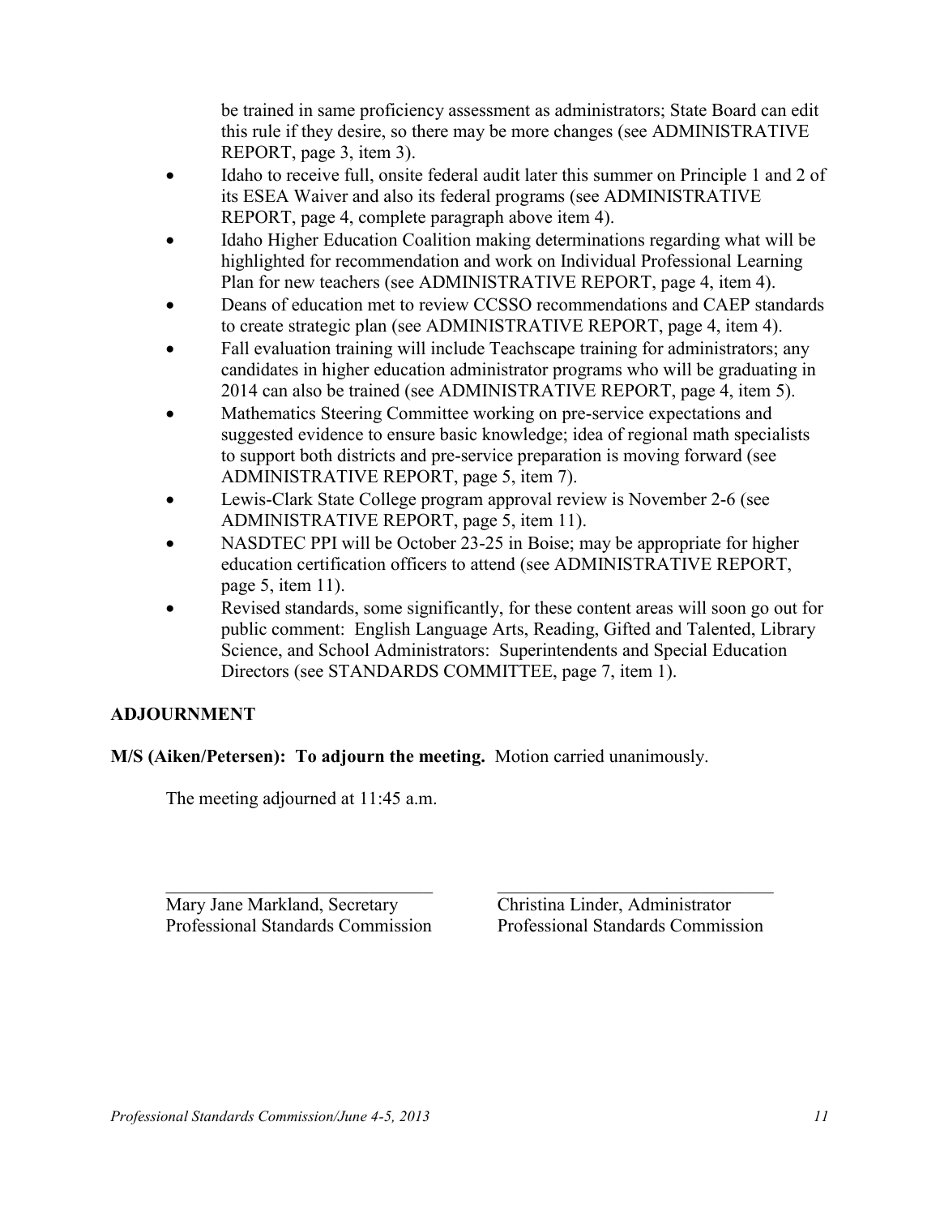be trained in same proficiency assessment as administrators; State Board can edit this rule if they desire, so there may be more changes (see ADMINISTRATIVE REPORT, page 3, item 3).

- Idaho to receive full, onsite federal audit later this summer on Principle 1 and 2 of its ESEA Waiver and also its federal programs (see ADMINISTRATIVE REPORT, page 4, complete paragraph above item 4).
- Idaho Higher Education Coalition making determinations regarding what will be highlighted for recommendation and work on Individual Professional Learning Plan for new teachers (see ADMINISTRATIVE REPORT, page 4, item 4).
- Deans of education met to review CCSSO recommendations and CAEP standards to create strategic plan (see ADMINISTRATIVE REPORT, page 4, item 4).
- Fall evaluation training will include Teachscape training for administrators; any candidates in higher education administrator programs who will be graduating in 2014 can also be trained (see ADMINISTRATIVE REPORT, page 4, item 5).
- Mathematics Steering Committee working on pre-service expectations and suggested evidence to ensure basic knowledge; idea of regional math specialists to support both districts and pre-service preparation is moving forward (see ADMINISTRATIVE REPORT, page 5, item 7).
- Lewis-Clark State College program approval review is November 2-6 (see ADMINISTRATIVE REPORT, page 5, item 11).
- NASDTEC PPI will be October 23-25 in Boise; may be appropriate for higher education certification officers to attend (see ADMINISTRATIVE REPORT, page 5, item 11).
- Revised standards, some significantly, for these content areas will soon go out for public comment: English Language Arts, Reading, Gifted and Talented, Library Science, and School Administrators: Superintendents and Special Education Directors (see STANDARDS COMMITTEE, page 7, item 1).

**ADJOURNMENT**

**M/S (Aiken/Petersen): To adjourn the meeting.** Motion carried unanimously.

The meeting adjourned at 11:45 a.m.

Mary Jane Markland, Secretary
Professional Standards Commission

Christina Linder, Administrator
Professional Standards Commission